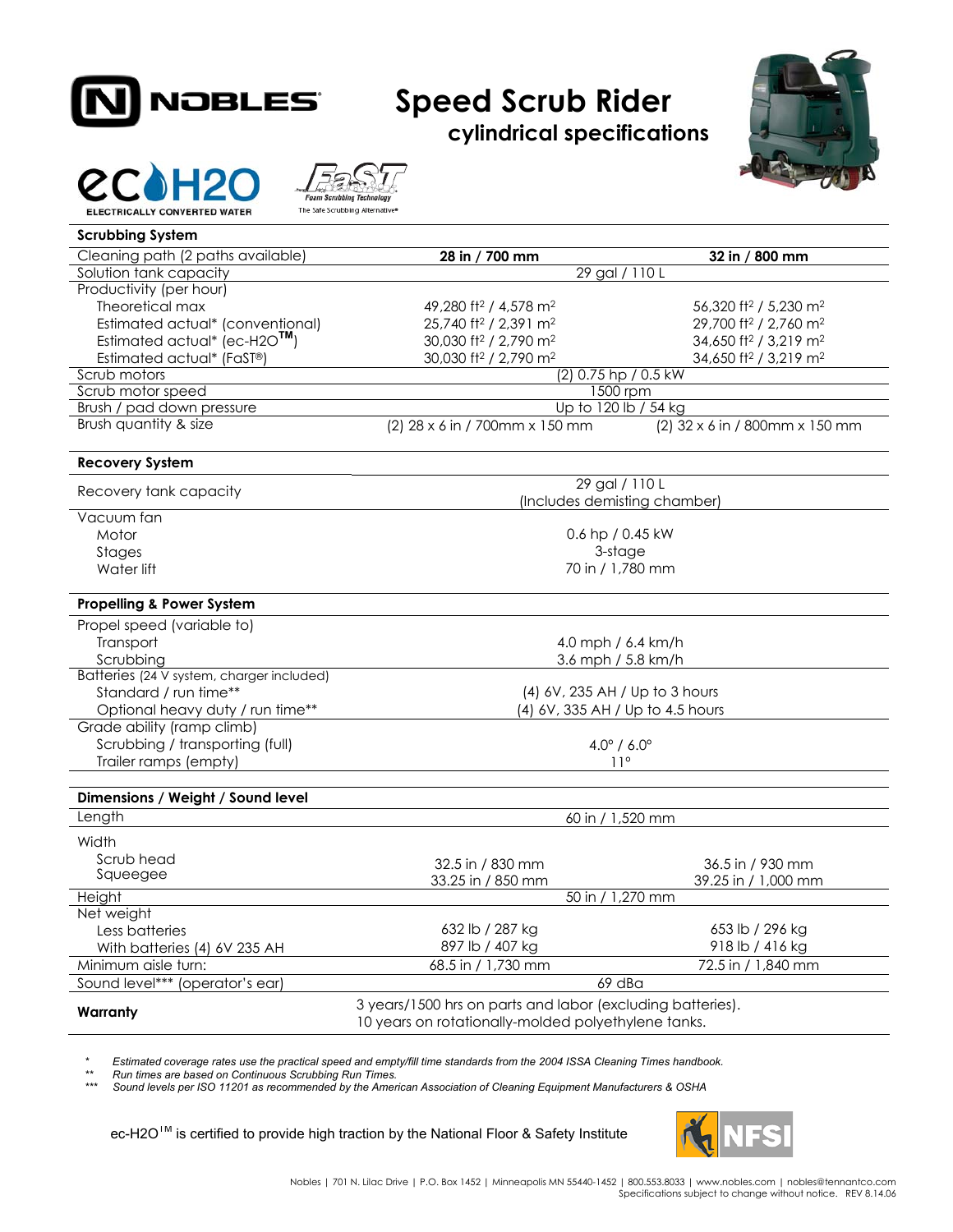# Speed Scrub Rider

## cylindrical specifications

ec H2O — ELECTRICALLY CONVERTED WATER

FaST — Foam Scrubbing Technology — The Safe Scrubbing Alternative®

| Scrubbing System | | |
|---|---|---|
| Cleaning path (2 paths available) | **28 in / 700 mm** | **32 in / 800 mm** |
| Solution tank capacity | 29 gal / 110 L | |
| Productivity (per hour) | | |
| Theoretical max | 49,280 ft² / 4,578 m² | 56,320 ft² / 5,230 m² |
| Estimated actual* (conventional) | 25,740 ft² / 2,391 m² | 29,700 ft² / 2,760 m² |
| Estimated actual* (ec-H2O™) | 30,030 ft² / 2,790 m² | 34,650 ft² / 3,219 m² |
| Estimated actual* (FaST®) | 30,030 ft² / 2,790 m² | 34,650 ft² / 3,219 m² |
| Scrub motors | (2) 0.75 hp / 0.5 kW | |
| Scrub motor speed | 1500 rpm | |
| Brush / pad down pressure | Up to 120 lb / 54 kg | |
| Brush quantity & size | (2) 28 x 6 in / 700mm x 150 mm | (2) 32 x 6 in / 800mm x 150 mm |

| Recovery System | |
|---|---|
| Recovery tank capacity | 29 gal / 110 L (Includes demisting chamber) |
| Vacuum fan | |
| Motor | 0.6 hp / 0.45 kW |
| Stages | 3-stage |
| Water lift | 70 in / 1,780 mm |

| Propelling & Power System | |
|---|---|
| Propel speed (variable to) | |
| Transport | 4.0 mph / 6.4 km/h |
| Scrubbing | 3.6 mph / 5.8 km/h |
| Batteries (24 V system, charger included) | |
| Standard / run time** | (4) 6V, 235 AH / Up to 3 hours |
| Optional heavy duty / run time** | (4) 6V, 335 AH / Up to 4.5 hours |
| Grade ability (ramp climb) | |
| Scrubbing / transporting (full) | 4.0° / 6.0° |
| Trailer ramps (empty) | 11° |

| Dimensions / Weight / Sound level | | |
|---|---|---|
| Length | 60 in / 1,520 mm | |
| Width | | |
| Scrub head | 32.5 in / 830 mm | 36.5 in / 930 mm |
| Squeegee | 33.25 in / 850 mm | 39.25 in / 1,000 mm |
| Height | 50 in / 1,270 mm | |
| Net weight | | |
| Less batteries | 632 lb / 287 kg | 653 lb / 296 kg |
| With batteries (4) 6V 235 AH | 897 lb / 407 kg | 918 lb / 416 kg |
| Minimum aisle turn: | 68.5 in / 1,730 mm | 72.5 in / 1,840 mm |
| Sound level*** (operator's ear) | 69 dBa | |

| **Warranty** | 3 years/1500 hrs on parts and labor (excluding batteries). 10 years on rotationally-molded polyethylene tanks. |
|---|---|

\* *Estimated coverage rates use the practical speed and empty/fill time standards from the 2004 ISSA Cleaning Times handbook.*

\** *Run times are based on Continuous Scrubbing Run Times.*

\*** *Sound levels per ISO 11201 as recommended by the American Association of Cleaning Equipment Manufacturers & OSHA*

ec-H2O™ is certified to provide high traction by the National Floor & Safety Institute

Nobles | 701 N. Lilac Drive | P.O. Box 1452 | Minneapolis MN 55440-1452 | 800.553.8033 | www.nobles.com | nobles@tennantco.com
Specifications subject to change without notice. REV 8.14.06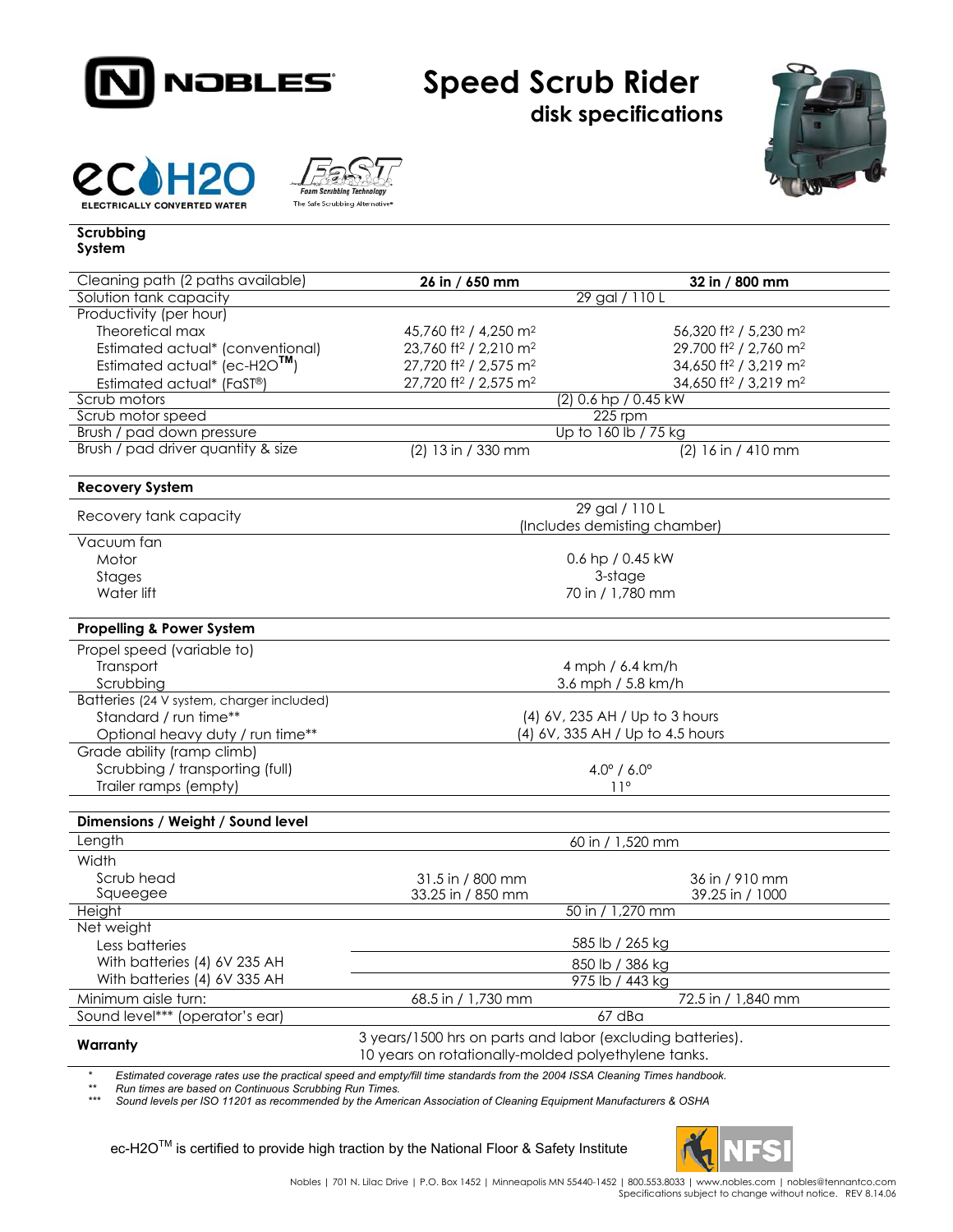# Speed Scrub Rider

## disk specifications

ec H2O ELECTRICALLY CONVERTED WATER

FaST Foam Scrubbing Technology The Safe Scrubbing Alternative®

| | | |
|---|---|---|
| **Scrubbing System** | | |
| Cleaning path (2 paths available) | **26 in / 650 mm** | **32 in / 800 mm** |
| Solution tank capacity | 29 gal / 110 L | |
| Productivity (per hour) | | |
| Theoretical max | 45,760 ft² / 4,250 m² | 56,320 ft² / 5,230 m² |
| Estimated actual* (conventional) | 23,760 ft² / 2,210 m² | 29.700 ft² / 2,760 m² |
| Estimated actual* (ec-H2O™) | 27,720 ft² / 2,575 m² | 34,650 ft² / 3,219 m² |
| Estimated actual* (FaST®) | 27,720 ft² / 2,575 m² | 34,650 ft² / 3,219 m² |
| Scrub motors | (2) 0.6 hp / 0.45 kW | |
| Scrub motor speed | 225 rpm | |
| Brush / pad down pressure | Up to 160 lb / 75 kg | |
| Brush / pad driver quantity & size | (2) 13 in / 330 mm | (2) 16 in / 410 mm |
| **Recovery System** | | |
| Recovery tank capacity | 29 gal / 110 L (Includes demisting chamber) | |
| Vacuum fan | | |
| Motor | 0.6 hp / 0.45 kW | |
| Stages | 3-stage | |
| Water lift | 70 in / 1,780 mm | |
| **Propelling & Power System** | | |
| Propel speed (variable to) | | |
| Transport | 4 mph / 6.4 km/h | |
| Scrubbing | 3.6 mph / 5.8 km/h | |
| Batteries (24 V system, charger included) | | |
| Standard / run time** | (4) 6V, 235 AH / Up to 3 hours | |
| Optional heavy duty / run time** | (4) 6V, 335 AH / Up to 4.5 hours | |
| Grade ability (ramp climb) | | |
| Scrubbing / transporting (full) | 4.0° / 6.0° | |
| Trailer ramps (empty) | 11° | |
| **Dimensions / Weight / Sound level** | | |
| Length | 60 in / 1,520 mm | |
| Width | | |
| Scrub head | 31.5 in / 800 mm | 36 in / 910 mm |
| Squeegee | 33.25 in / 850 mm | 39.25 in / 1000 |
| Height | 50 in / 1,270 mm | |
| Net weight | | |
| Less batteries | 585 lb / 265 kg | |
| With batteries (4) 6V 235 AH | 850 lb / 386 kg | |
| With batteries (4) 6V 335 AH | 975 lb / 443 kg | |
| Minimum aisle turn: | 68.5 in / 1,730 mm | 72.5 in / 1,840 mm |
| Sound level*** (operator's ear) | 67 dBa | |
| **Warranty** | 3 years/1500 hrs on parts and labor (excluding batteries). 10 years on rotationally-molded polyethylene tanks. | |

\* *Estimated coverage rates use the practical speed and empty/fill time standards from the 2004 ISSA Cleaning Times handbook.*

\*\* *Run times are based on Continuous Scrubbing Run Times.*

\*\*\* *Sound levels per ISO 11201 as recommended by the American Association of Cleaning Equipment Manufacturers & OSHA*

ec-H2O™ is certified to provide high traction by the National Floor & Safety Institute

NFSI

Nobles | 701 N. Lilac Drive | P.O. Box 1452 | Minneapolis MN 55440-1452 | 800.553.8033 | www.nobles.com | nobles@tennantco.com
Specifications subject to change without notice. REV 8.14.06